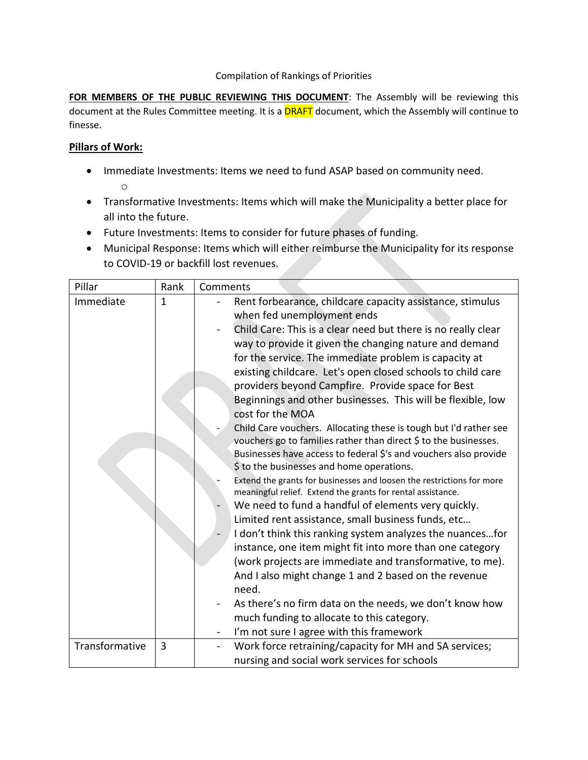Compilation of Rankings of Priorities

**FOR MEMBERS OF THE PUBLIC REVIEWING THIS DOCUMENT**: The Assembly will be reviewing this document at the Rules Committee meeting. It is a DRAFT document, which the Assembly will continue to finesse.

**Pillars of Work:**

- Immediate Investments: Items we need to fund ASAP based on community need.
  - 
- Transformative Investments: Items which will make the Municipality a better place for all into the future.
- Future Investments: Items to consider for future phases of funding.
- Municipal Response: Items which will either reimburse the Municipality for its response to COVID-19 or backfill lost revenues.

| Pillar | Rank | Comments |
|---|---|---|
| Immediate | 1 | - Rent forbearance, childcare capacity assistance, stimulus when fed unemployment ends<br>- Child Care: This is a clear need but there is no really clear way to provide it given the changing nature and demand for the service. The immediate problem is capacity at existing childcare. Let's open closed schools to child care providers beyond Campfire. Provide space for Best Beginnings and other businesses. This will be flexible, low cost for the MOA<br>- Child Care vouchers. Allocating these is tough but I'd rather see vouchers go to families rather than direct $ to the businesses. Businesses have access to federal $'s and vouchers also provide $ to the businesses and home operations.<br>- Extend the grants for businesses and loosen the restrictions for more meaningful relief. Extend the grants for rental assistance.<br>- We need to fund a handful of elements very quickly. Limited rent assistance, small business funds, etc…<br>- I don't think this ranking system analyzes the nuances…for instance, one item might fit into more than one category (work projects are immediate and transformative, to me). And I also might change 1 and 2 based on the revenue need.<br>- As there's no firm data on the needs, we don't know how much funding to allocate to this category.<br>- I'm not sure I agree with this framework |
| Transformative | 3 | - Work force retraining/capacity for MH and SA services; nursing and social work services for schools |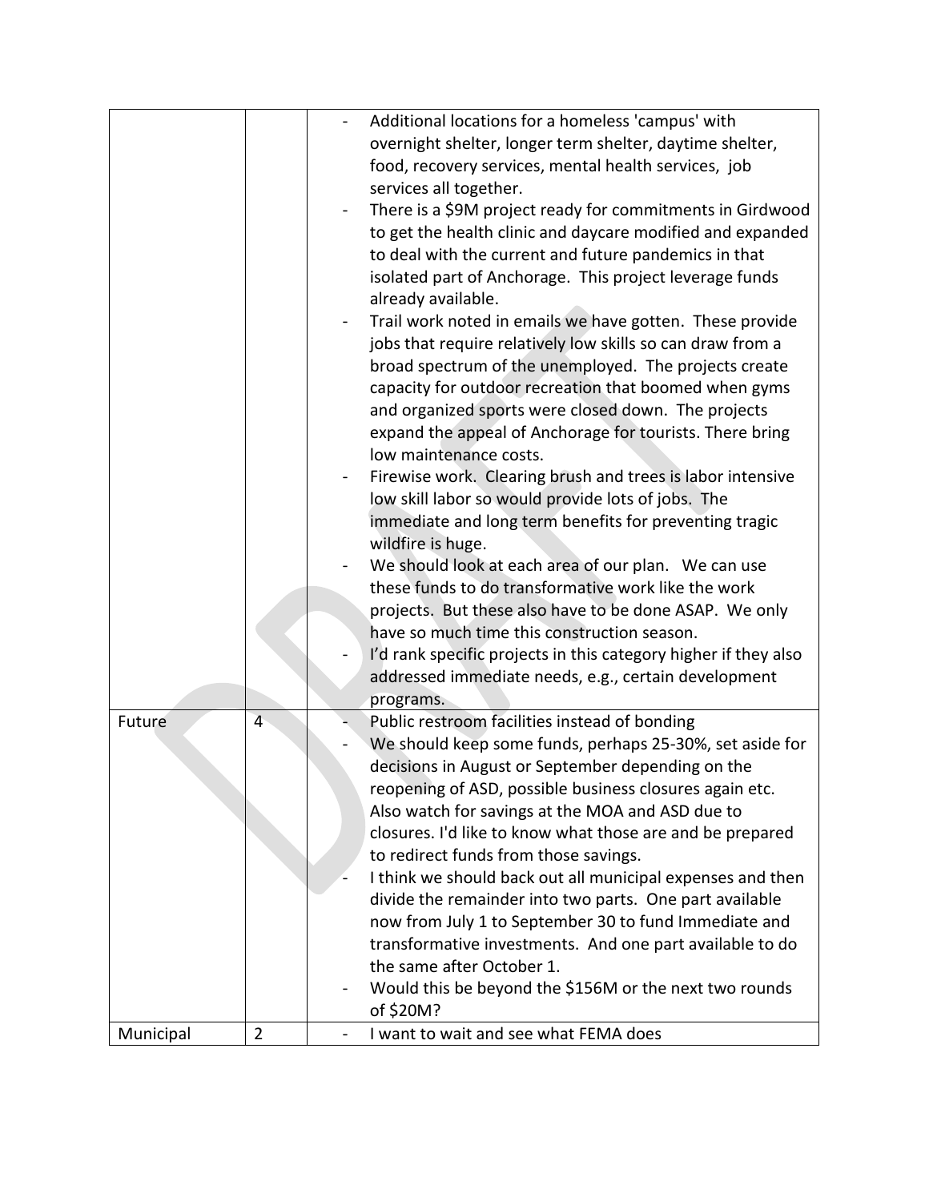| | | |
|---|---|---|
| | | - Additional locations for a homeless 'campus' with overnight shelter, longer term shelter, daytime shelter, food, recovery services, mental health services, job services all together.<br>- There is a $9M project ready for commitments in Girdwood to get the health clinic and daycare modified and expanded to deal with the current and future pandemics in that isolated part of Anchorage. This project leverage funds already available.<br>- Trail work noted in emails we have gotten. These provide jobs that require relatively low skills so can draw from a broad spectrum of the unemployed. The projects create capacity for outdoor recreation that boomed when gyms and organized sports were closed down. The projects expand the appeal of Anchorage for tourists. There bring low maintenance costs.<br>- Firewise work. Clearing brush and trees is labor intensive low skill labor so would provide lots of jobs. The immediate and long term benefits for preventing tragic wildfire is huge.<br>- We should look at each area of our plan. We can use these funds to do transformative work like the work projects. But these also have to be done ASAP. We only have so much time this construction season.<br>- I'd rank specific projects in this category higher if they also addressed immediate needs, e.g., certain development programs. |
| Future | 4 | - Public restroom facilities instead of bonding<br>- We should keep some funds, perhaps 25-30%, set aside for decisions in August or September depending on the reopening of ASD, possible business closures again etc. Also watch for savings at the MOA and ASD due to closures. I'd like to know what those are and be prepared to redirect funds from those savings.<br>- I think we should back out all municipal expenses and then divide the remainder into two parts. One part available now from July 1 to September 30 to fund Immediate and transformative investments. And one part available to do the same after October 1.<br>- Would this be beyond the $156M or the next two rounds of $20M? |
| Municipal | 2 | - I want to wait and see what FEMA does |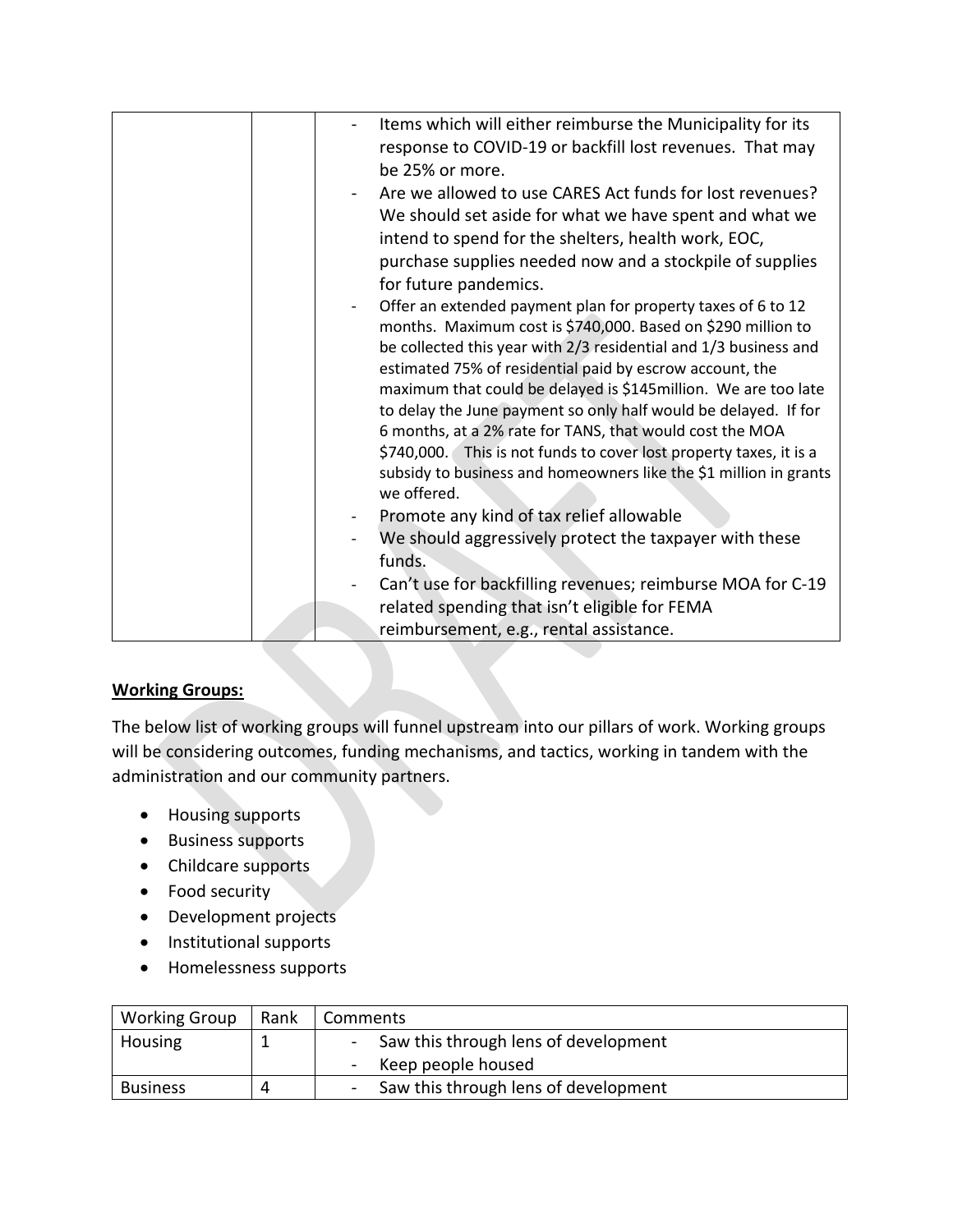| | | - Items which will either reimburse the Municipality for its response to COVID-19 or backfill lost revenues. That may be 25% or more.<br>- Are we allowed to use CARES Act funds for lost revenues? We should set aside for what we have spent and what we intend to spend for the shelters, health work, EOC, purchase supplies needed now and a stockpile of supplies for future pandemics.<br>- Offer an extended payment plan for property taxes of 6 to 12 months. Maximum cost is $740,000. Based on $290 million to be collected this year with 2/3 residential and 1/3 business and estimated 75% of residential paid by escrow account, the maximum that could be delayed is $145million. We are too late to delay the June payment so only half would be delayed. If for 6 months, at a 2% rate for TANS, that would cost the MOA $740,000. This is not funds to cover lost property taxes, it is a subsidy to business and homeowners like the $1 million in grants we offered.<br>- Promote any kind of tax relief allowable<br>- We should aggressively protect the taxpayer with these funds.<br>- Can't use for backfilling revenues; reimburse MOA for C-19 related spending that isn't eligible for FEMA reimbursement, e.g., rental assistance. |
|---|---|---|

**Working Groups:**

The below list of working groups will funnel upstream into our pillars of work. Working groups will be considering outcomes, funding mechanisms, and tactics, working in tandem with the administration and our community partners.

- Housing supports
- Business supports
- Childcare supports
- Food security
- Development projects
- Institutional supports
- Homelessness supports

| Working Group | Rank | Comments |
|---|---|---|
| Housing | 1 | - Saw this through lens of development<br>- Keep people housed |
| Business | 4 | - Saw this through lens of development |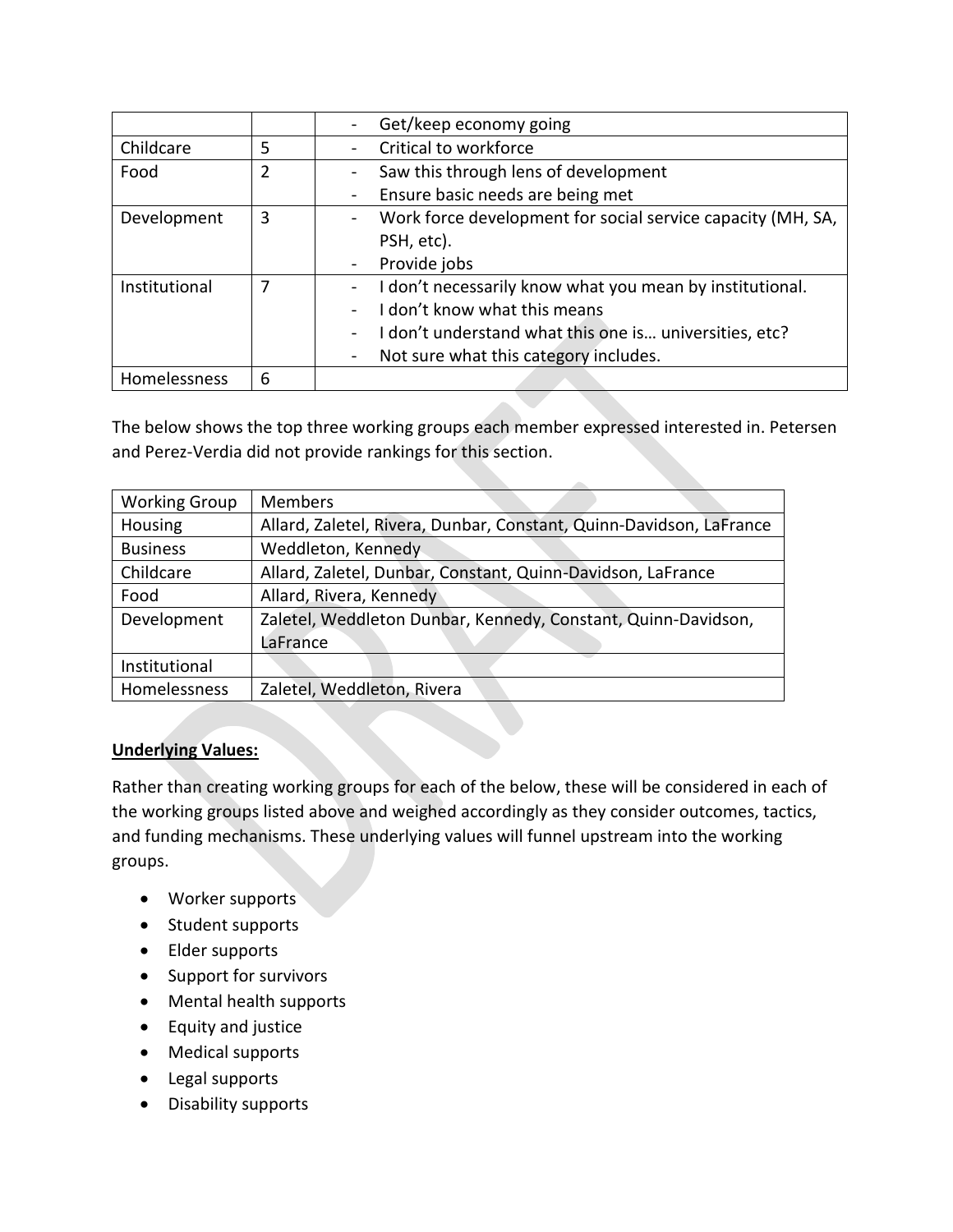| | | |
|---|---|---|
| | | - Get/keep economy going |
| Childcare | 5 | - Critical to workforce |
| Food | 2 | - Saw this through lens of development<br>- Ensure basic needs are being met |
| Development | 3 | - Work force development for social service capacity (MH, SA, PSH, etc).<br>- Provide jobs |
| Institutional | 7 | - I don't necessarily know what you mean by institutional.<br>- I don't know what this means<br>- I don't understand what this one is… universities, etc?<br>- Not sure what this category includes. |
| Homelessness | 6 | |

The below shows the top three working groups each member expressed interested in. Petersen and Perez-Verdia did not provide rankings for this section.

| Working Group | Members |
|---|---|
| Housing | Allard, Zaletel, Rivera, Dunbar, Constant, Quinn-Davidson, LaFrance |
| Business | Weddleton, Kennedy |
| Childcare | Allard, Zaletel, Dunbar, Constant, Quinn-Davidson, LaFrance |
| Food | Allard, Rivera, Kennedy |
| Development | Zaletel, Weddleton Dunbar, Kennedy, Constant, Quinn-Davidson, LaFrance |
| Institutional | |
| Homelessness | Zaletel, Weddleton, Rivera |

**Underlying Values:**

Rather than creating working groups for each of the below, these will be considered in each of the working groups listed above and weighed accordingly as they consider outcomes, tactics, and funding mechanisms. These underlying values will funnel upstream into the working groups.

- Worker supports
- Student supports
- Elder supports
- Support for survivors
- Mental health supports
- Equity and justice
- Medical supports
- Legal supports
- Disability supports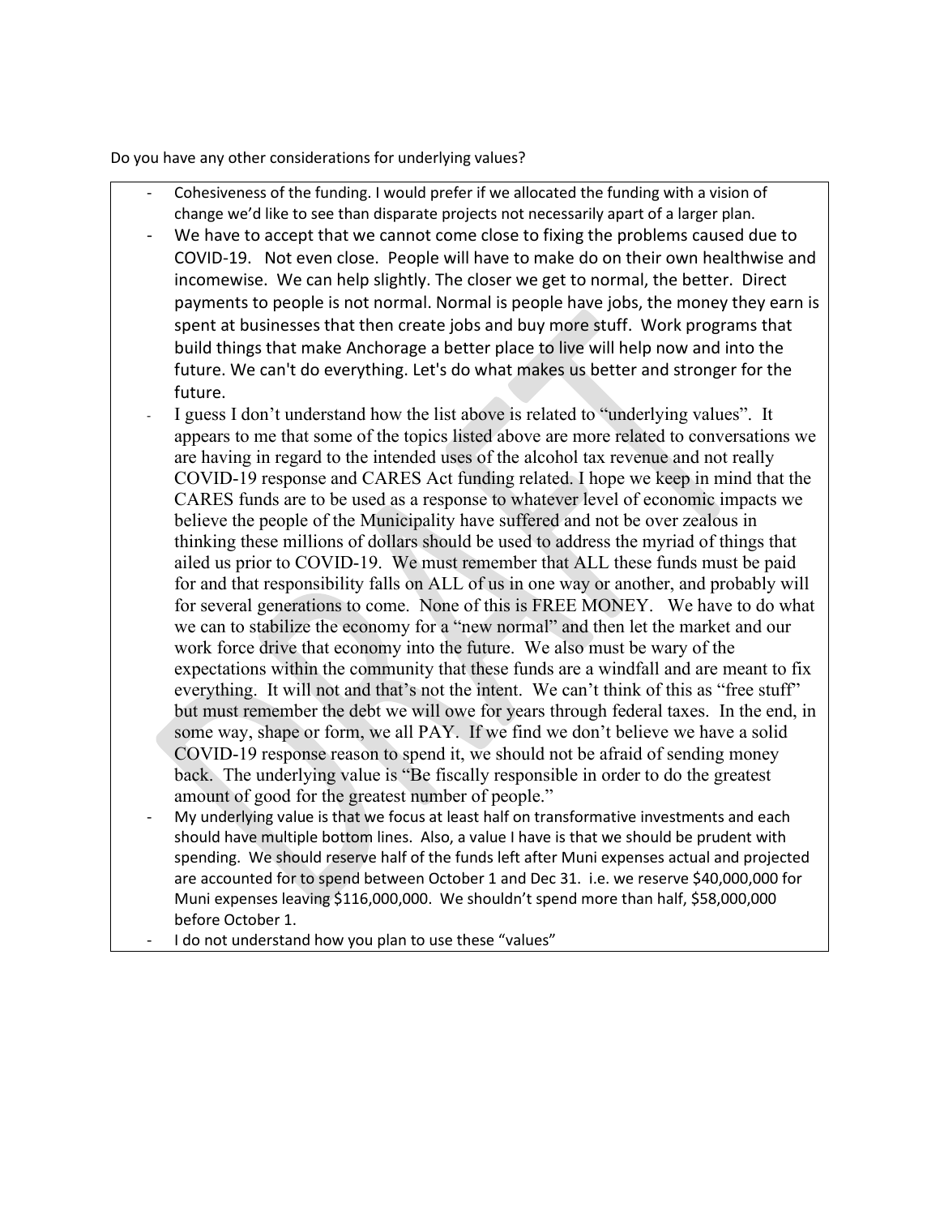Do you have any other considerations for underlying values?

- Cohesiveness of the funding. I would prefer if we allocated the funding with a vision of change we'd like to see than disparate projects not necessarily apart of a larger plan.
- We have to accept that we cannot come close to fixing the problems caused due to COVID-19. Not even close. People will have to make do on their own healthwise and incomewise. We can help slightly. The closer we get to normal, the better. Direct payments to people is not normal. Normal is people have jobs, the money they earn is spent at businesses that then create jobs and buy more stuff. Work programs that build things that make Anchorage a better place to live will help now and into the future. We can't do everything. Let's do what makes us better and stronger for the future.
- I guess I don't understand how the list above is related to "underlying values". It appears to me that some of the topics listed above are more related to conversations we are having in regard to the intended uses of the alcohol tax revenue and not really COVID-19 response and CARES Act funding related. I hope we keep in mind that the CARES funds are to be used as a response to whatever level of economic impacts we believe the people of the Municipality have suffered and not be over zealous in thinking these millions of dollars should be used to address the myriad of things that ailed us prior to COVID-19. We must remember that ALL these funds must be paid for and that responsibility falls on ALL of us in one way or another, and probably will for several generations to come. None of this is FREE MONEY. We have to do what we can to stabilize the economy for a "new normal" and then let the market and our work force drive that economy into the future. We also must be wary of the expectations within the community that these funds are a windfall and are meant to fix everything. It will not and that's not the intent. We can't think of this as "free stuff" but must remember the debt we will owe for years through federal taxes. In the end, in some way, shape or form, we all PAY. If we find we don't believe we have a solid COVID-19 response reason to spend it, we should not be afraid of sending money back. The underlying value is "Be fiscally responsible in order to do the greatest amount of good for the greatest number of people."
- My underlying value is that we focus at least half on transformative investments and each should have multiple bottom lines. Also, a value I have is that we should be prudent with spending. We should reserve half of the funds left after Muni expenses actual and projected are accounted for to spend between October 1 and Dec 31. i.e. we reserve $40,000,000 for Muni expenses leaving $116,000,000. We shouldn't spend more than half, $58,000,000 before October 1.
- I do not understand how you plan to use these "values"